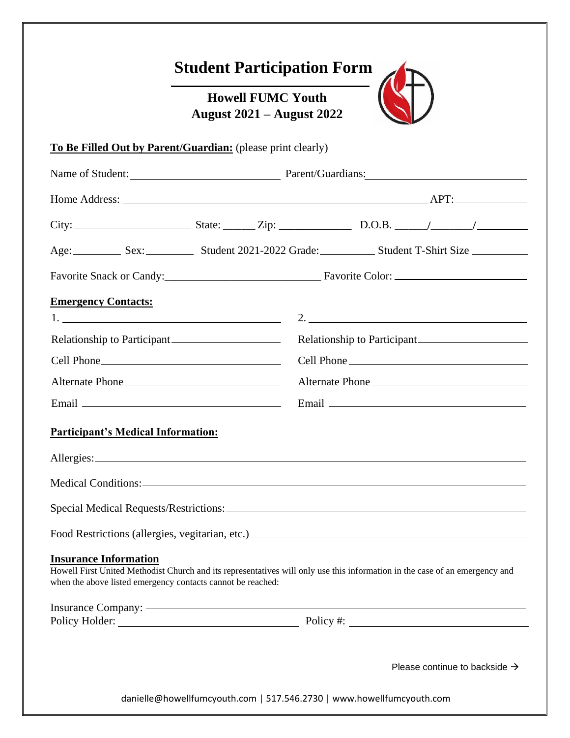# Student Participation Form

## Howell FUMC Youth
## August 2021 – August 2022

**To Be Filled Out by Parent/Guardian:** (please print clearly)

Name of Student: ______________________ Parent/Guardians: ______________________

Home Address: ______________________________________________ APT: __________

City: __________________ State: ______ Zip: ____________ D.O.B. _____/_______/________

Age: ________ Sex: ________ Student 2021-2022 Grade: _________ Student T-Shirt Size _________

Favorite Snack or Candy: ______________________ Favorite Color: ______________________

**Emergency Contacts:**

1. ______________________________
   Relationship to Participant ______________________
   Cell Phone ______________________
   Alternate Phone ______________________
   Email ______________________

2. ______________________________
   Relationship to Participant ______________________
   Cell Phone ______________________
   Alternate Phone ______________________
   Email ______________________

**Participant's Medical Information:**

Allergies: ______________________________________________

Medical Conditions: ______________________________________________

Special Medical Requests/Restrictions: ______________________________________________

Food Restrictions (allergies, vegitarian, etc.) ______________________________________________

**Insurance Information**

Howell First United Methodist Church and its representatives will only use this information in the case of an emergency and when the above listed emergency contacts cannot be reached:

Insurance Company: ______________________________________________

Policy Holder: ______________________ Policy #: ______________________

Please continue to backside →

danielle@howellfumcyouth.com | 517.546.2730 | www.howellfumcyouth.com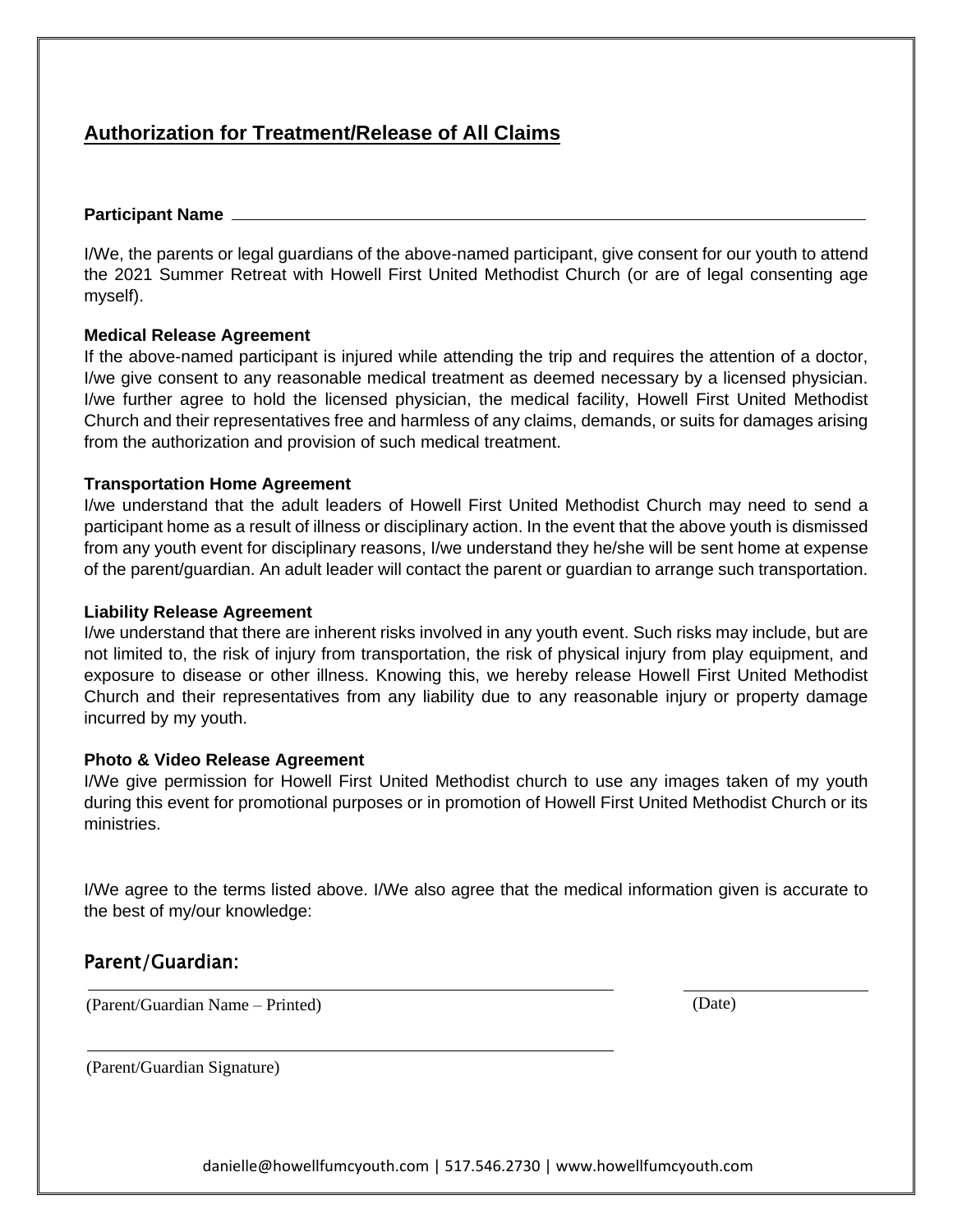## Authorization for Treatment/Release of All Claims

**Participant Name** ______________________________________________

I/We, the parents or legal guardians of the above-named participant, give consent for our youth to attend the 2021 Summer Retreat with Howell First United Methodist Church (or are of legal consenting age myself).

**Medical Release Agreement**

If the above-named participant is injured while attending the trip and requires the attention of a doctor, I/we give consent to any reasonable medical treatment as deemed necessary by a licensed physician. I/we further agree to hold the licensed physician, the medical facility, Howell First United Methodist Church and their representatives free and harmless of any claims, demands, or suits for damages arising from the authorization and provision of such medical treatment.

**Transportation Home Agreement**

I/we understand that the adult leaders of Howell First United Methodist Church may need to send a participant home as a result of illness or disciplinary action. In the event that the above youth is dismissed from any youth event for disciplinary reasons, I/we understand they he/she will be sent home at expense of the parent/guardian. An adult leader will contact the parent or guardian to arrange such transportation.

**Liability Release Agreement**

I/we understand that there are inherent risks involved in any youth event. Such risks may include, but are not limited to, the risk of injury from transportation, the risk of physical injury from play equipment, and exposure to disease or other illness. Knowing this, we hereby release Howell First United Methodist Church and their representatives from any liability due to any reasonable injury or property damage incurred by my youth.

**Photo & Video Release Agreement**

I/We give permission for Howell First United Methodist church to use any images taken of my youth during this event for promotional purposes or in promotion of Howell First United Methodist Church or its ministries.

I/We agree to the terms listed above. I/We also agree that the medical information given is accurate to the best of my/our knowledge:

### Parent/Guardian:

______________________________________________ ____________________

(Parent/Guardian Name – Printed) (Date)

______________________________________________

(Parent/Guardian Signature)

danielle@howellfumcyouth.com | 517.546.2730 | www.howellfumcyouth.com